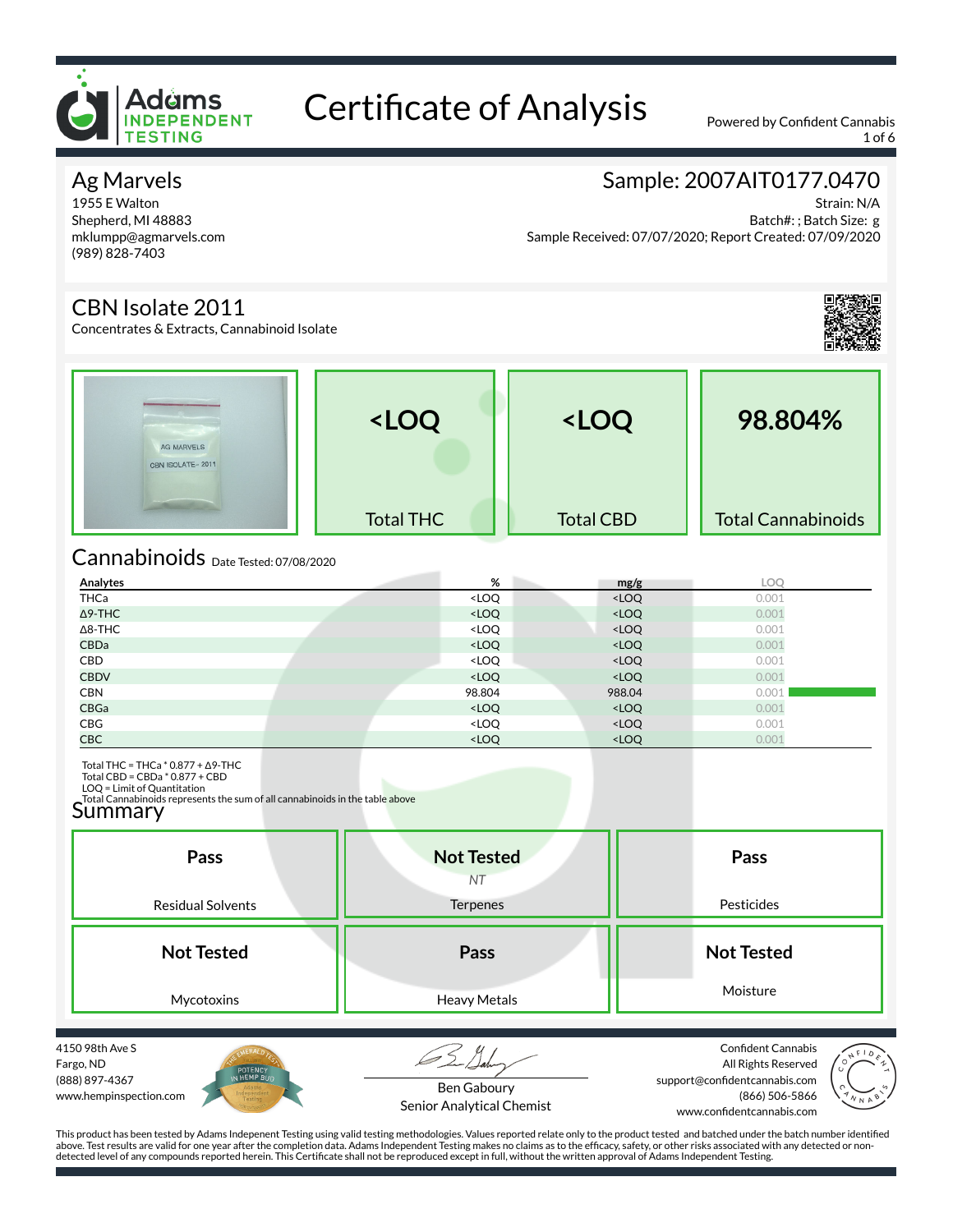Adams INDEPENDENT TESTING

# Certificate of Analysis

Powered by Confident Cannabis

## Ag Marvels

1955 E Walton
Shepherd, MI 48883
mklumpp@agmarvels.com
(989) 828-7403

## Sample: 2007AIT0177.0470

Strain: N/A
Batch#: ; Batch Size: g
Sample Received: 07/07/2020; Report Created: 07/09/2020

## CBN Isolate 2011

Concentrates & Extracts, Cannabinoid Isolate

| <LOQ | <LOQ | 98.804% |
|---|---|---|
| Total THC | Total CBD | Total Cannabinoids |

## Cannabinoids

Date Tested: 07/08/2020

| Analytes | % | mg/g | LOQ |
|---|---|---|---|
| THCa | <LOQ | <LOQ | 0.001 |
| Δ9-THC | <LOQ | <LOQ | 0.001 |
| Δ8-THC | <LOQ | <LOQ | 0.001 |
| CBDa | <LOQ | <LOQ | 0.001 |
| CBD | <LOQ | <LOQ | 0.001 |
| CBDV | <LOQ | <LOQ | 0.001 |
| CBN | 98.804 | 988.04 | 0.001 |
| CBGa | <LOQ | <LOQ | 0.001 |
| CBG | <LOQ | <LOQ | 0.001 |
| CBC | <LOQ | <LOQ | 0.001 |

Total THC = THCa * 0.877 + Δ9-THC
Total CBD = CBDa * 0.877 + CBD
LOQ = Limit of Quantitation
Total Cannabinoids represents the sum of all cannabinoids in the table above

## Summary

| Residual Solvents | Terpenes | Pesticides |
|---|---|---|
| Pass | Not Tested (NT) | Pass |

| Mycotoxins | Heavy Metals | Moisture |
|---|---|---|
| Not Tested | Pass | Not Tested |

4150 98th Ave S
Fargo, ND
(888) 897-4367
www.hempinspection.com

Ben Gaboury
Senior Analytical Chemist

Confident Cannabis
All Rights Reserved
support@confidentcannabis.com
(866) 506-5866
www.confidentcannabis.com

This product has been tested by Adams Indepenent Testing using valid testing methodologies. Values reported relate only to the product tested and batched under the batch number identified above. Test results are valid for one year after the completion data. Adams Independent Testing makes no claims as to the efficacy, safety, or other risks associated with any detected or non-detected level of any compounds reported herein. This Certificate shall not be reproduced except in full, without the written approval of Adams Independent Testing.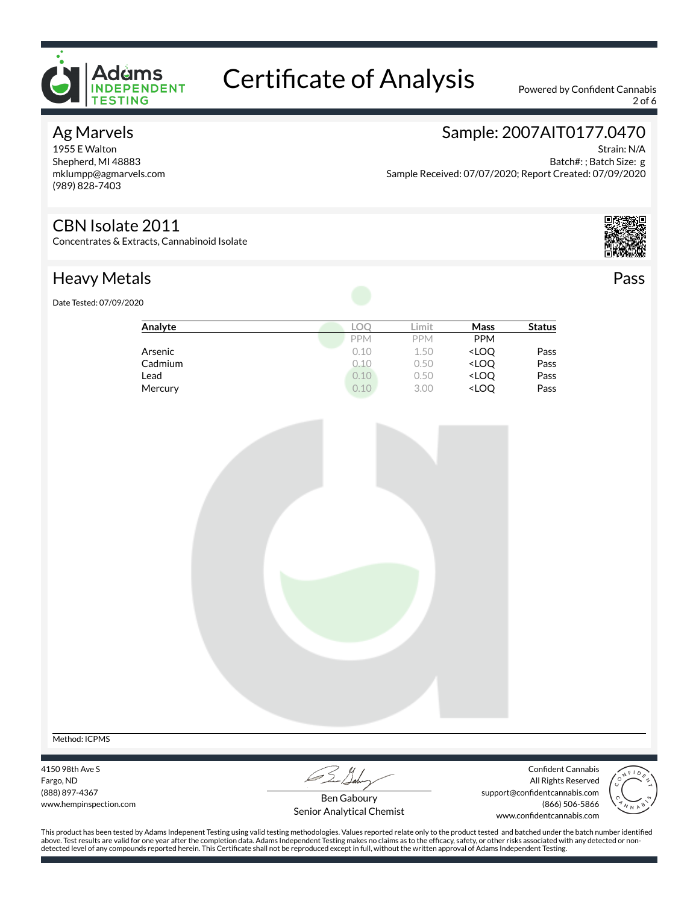Adams INDEPENDENT TESTING

# Certificate of Analysis

Powered by Confident Cannabis

## Ag Marvels

1955 E Walton
Shepherd, MI 48883
mklumpp@agmarvels.com
(989) 828-7403

## Sample: 2007AIT0177.0470

Strain: N/A
Batch#: ; Batch Size: g
Sample Received: 07/07/2020; Report Created: 07/09/2020

## CBN Isolate 2011

Concentrates & Extracts, Cannabinoid Isolate

## Heavy Metals

**Pass**

Date Tested: 07/09/2020

| Analyte | LOQ | Limit | Mass | Status |
|---|---|---|---|---|
| | PPM | PPM | PPM | |
| Arsenic | 0.10 | 1.50 | <LOQ | Pass |
| Cadmium | 0.10 | 0.50 | <LOQ | Pass |
| Lead | 0.10 | 0.50 | <LOQ | Pass |
| Mercury | 0.10 | 3.00 | <LOQ | Pass |

Method: ICPMS

4150 98th Ave S
Fargo, ND
(888) 897-4367
www.hempinspection.com

Ben Gaboury
Senior Analytical Chemist

Confident Cannabis
All Rights Reserved
support@confidentcannabis.com
(866) 506-5866
www.confidentcannabis.com

This product has been tested by Adams Indepenent Testing using valid testing methodologies. Values reported relate only to the product tested and batched under the batch number identified above. Test results are valid for one year after the completion data. Adams Independent Testing makes no claims as to the efficacy, safety, or other risks associated with any detected or non-detected level of any compounds reported herein. This Certificate shall not be reproduced except in full, without the written approval of Adams Independent Testing.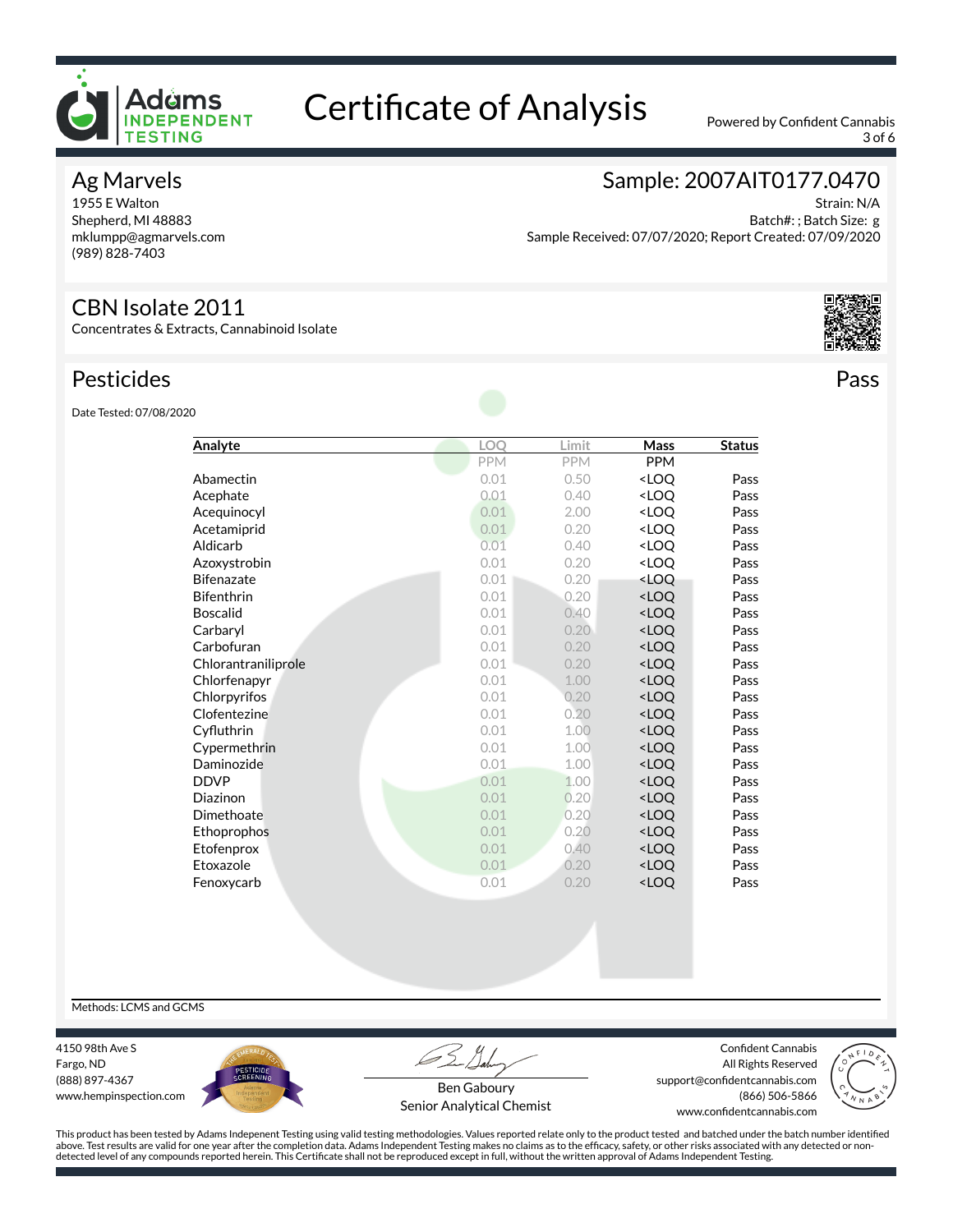# Certificate of Analysis

Powered by Confident Cannabis

## Ag Marvels

1955 E Walton
Shepherd, MI 48883
mklumpp@agmarvels.com
(989) 828-7403

## Sample: 2007AIT0177.0470

Strain: N/A
Batch#: ; Batch Size: g
Sample Received: 07/07/2020; Report Created: 07/09/2020

## CBN Isolate 2011

Concentrates & Extracts, Cannabinoid Isolate

## Pesticides

**Pass**

Date Tested: 07/08/2020

| Analyte | LOQ | Limit | Mass | Status |
|---|---|---|---|---|
| | PPM | PPM | PPM | |
| Abamectin | 0.01 | 0.50 | <LOQ | Pass |
| Acephate | 0.01 | 0.40 | <LOQ | Pass |
| Acequinocyl | 0.01 | 2.00 | <LOQ | Pass |
| Acetamiprid | 0.01 | 0.20 | <LOQ | Pass |
| Aldicarb | 0.01 | 0.40 | <LOQ | Pass |
| Azoxystrobin | 0.01 | 0.20 | <LOQ | Pass |
| Bifenazate | 0.01 | 0.20 | <LOQ | Pass |
| Bifenthrin | 0.01 | 0.20 | <LOQ | Pass |
| Boscalid | 0.01 | 0.40 | <LOQ | Pass |
| Carbaryl | 0.01 | 0.20 | <LOQ | Pass |
| Carbofuran | 0.01 | 0.20 | <LOQ | Pass |
| Chlorantraniliprole | 0.01 | 0.20 | <LOQ | Pass |
| Chlorfenapyr | 0.01 | 1.00 | <LOQ | Pass |
| Chlorpyrifos | 0.01 | 0.20 | <LOQ | Pass |
| Clofentezine | 0.01 | 0.20 | <LOQ | Pass |
| Cyfluthrin | 0.01 | 1.00 | <LOQ | Pass |
| Cypermethrin | 0.01 | 1.00 | <LOQ | Pass |
| Daminozide | 0.01 | 1.00 | <LOQ | Pass |
| DDVP | 0.01 | 1.00 | <LOQ | Pass |
| Diazinon | 0.01 | 0.20 | <LOQ | Pass |
| Dimethoate | 0.01 | 0.20 | <LOQ | Pass |
| Ethoprophos | 0.01 | 0.20 | <LOQ | Pass |
| Etofenprox | 0.01 | 0.40 | <LOQ | Pass |
| Etoxazole | 0.01 | 0.20 | <LOQ | Pass |
| Fenoxycarb | 0.01 | 0.20 | <LOQ | Pass |

Methods: LCMS and GCMS

4150 98th Ave S
Fargo, ND
(888) 897-4367
www.hempinspection.com

Ben Gaboury
Senior Analytical Chemist

Confident Cannabis
All Rights Reserved
support@confidentcannabis.com
(866) 506-5866
www.confidentcannabis.com

This product has been tested by Adams Indepenent Testing using valid testing methodologies. Values reported relate only to the product tested and batched under the batch number identified above. Test results are valid for one year after the completion data. Adams Independent Testing makes no claims as to the efficacy, safety, or other risks associated with any detected or non-detected level of any compounds reported herein. This Certificate shall not be reproduced except in full, without the written approval of Adams Independent Testing.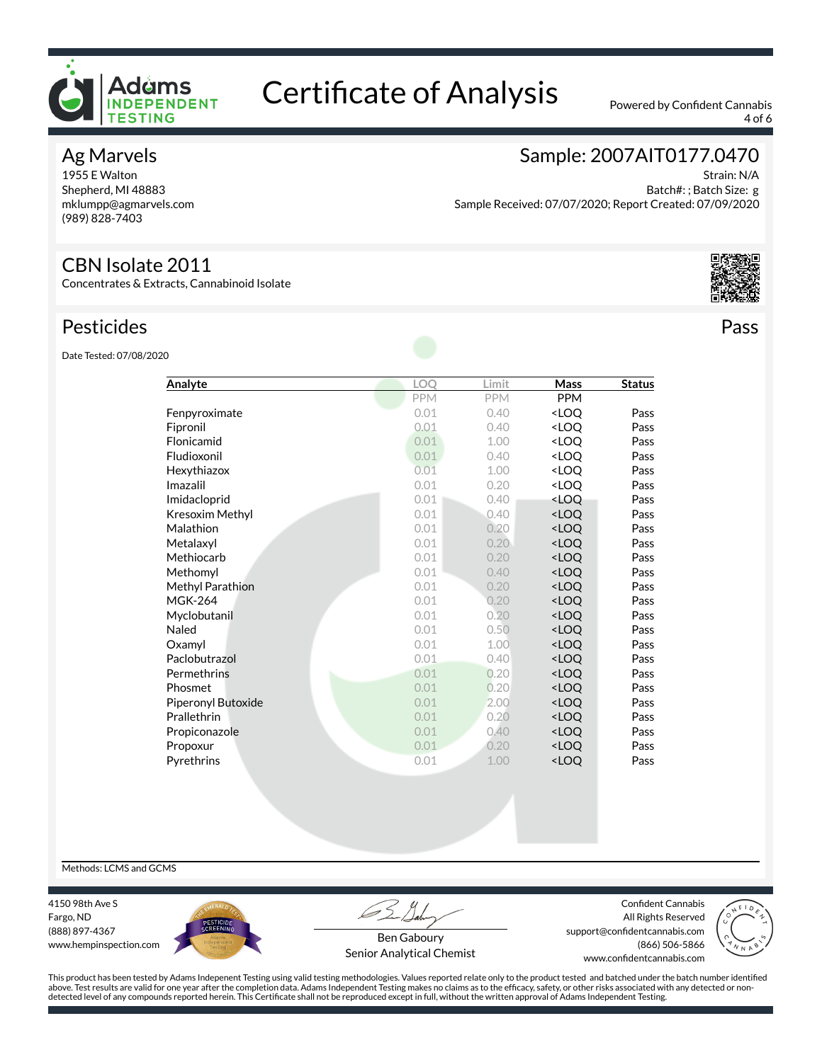# Certificate of Analysis

Powered by Confident Cannabis

## Ag Marvels

1955 E Walton
Shepherd, MI 48883
mklumpp@agmarvels.com
(989) 828-7403

## Sample: 2007AIT0177.0470

Strain: N/A
Batch#: ; Batch Size: g
Sample Received: 07/07/2020; Report Created: 07/09/2020

## CBN Isolate 2011

Concentrates & Extracts, Cannabinoid Isolate

## Pesticides

Pass

Date Tested: 07/08/2020

| Analyte | LOQ | Limit | Mass | Status |
|---|---|---|---|---|
| | PPM | PPM | PPM | |
| Fenpyroximate | 0.01 | 0.40 | <LOQ | Pass |
| Fipronil | 0.01 | 0.40 | <LOQ | Pass |
| Flonicamid | 0.01 | 1.00 | <LOQ | Pass |
| Fludioxonil | 0.01 | 0.40 | <LOQ | Pass |
| Hexythiazox | 0.01 | 1.00 | <LOQ | Pass |
| Imazalil | 0.01 | 0.20 | <LOQ | Pass |
| Imidacloprid | 0.01 | 0.40 | <LOQ | Pass |
| Kresoxim Methyl | 0.01 | 0.40 | <LOQ | Pass |
| Malathion | 0.01 | 0.20 | <LOQ | Pass |
| Metalaxyl | 0.01 | 0.20 | <LOQ | Pass |
| Methiocarb | 0.01 | 0.20 | <LOQ | Pass |
| Methomyl | 0.01 | 0.40 | <LOQ | Pass |
| Methyl Parathion | 0.01 | 0.20 | <LOQ | Pass |
| MGK-264 | 0.01 | 0.20 | <LOQ | Pass |
| Myclobutanil | 0.01 | 0.20 | <LOQ | Pass |
| Naled | 0.01 | 0.50 | <LOQ | Pass |
| Oxamyl | 0.01 | 1.00 | <LOQ | Pass |
| Paclobutrazol | 0.01 | 0.40 | <LOQ | Pass |
| Permethrins | 0.01 | 0.20 | <LOQ | Pass |
| Phosmet | 0.01 | 0.20 | <LOQ | Pass |
| Piperonyl Butoxide | 0.01 | 2.00 | <LOQ | Pass |
| Prallethrin | 0.01 | 0.20 | <LOQ | Pass |
| Propiconazole | 0.01 | 0.40 | <LOQ | Pass |
| Propoxur | 0.01 | 0.20 | <LOQ | Pass |
| Pyrethrins | 0.01 | 1.00 | <LOQ | Pass |

Methods: LCMS and GCMS

4150 98th Ave S
Fargo, ND
(888) 897-4367
www.hempinspection.com

Ben Gaboury
Senior Analytical Chemist

Confident Cannabis
All Rights Reserved
support@confidentcannabis.com
(866) 506-5866
www.confidentcannabis.com

This product has been tested by Adams Indepenent Testing using valid testing methodologies. Values reported relate only to the product tested and batched under the batch number identified above. Test results are valid for one year after the completion data. Adams Independent Testing makes no claims as to the efficacy, safety, or other risks associated with any detected or non-detected level of any compounds reported herein. This Certificate shall not be reproduced except in full, without the written approval of Adams Independent Testing.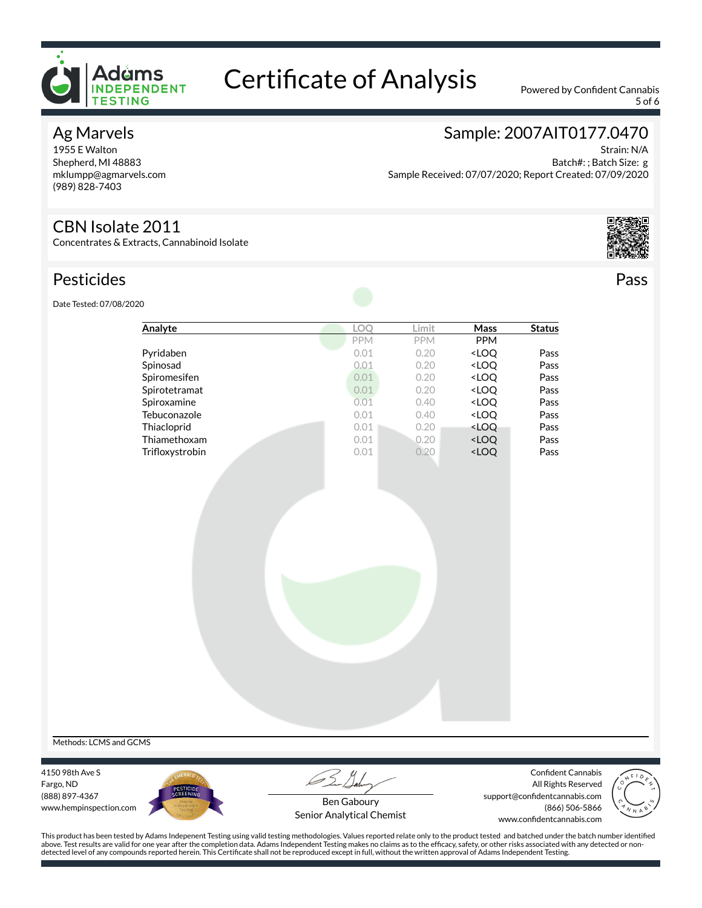# Certificate of Analysis

Powered by Confident Cannabis

## Ag Marvels

1955 E Walton
Shepherd, MI 48883
mklumpp@agmarvels.com
(989) 828-7403

## Sample: 2007AIT0177.0470

Strain: N/A
Batch#: ; Batch Size: g
Sample Received: 07/07/2020; Report Created: 07/09/2020

## CBN Isolate 2011

Concentrates & Extracts, Cannabinoid Isolate

## Pesticides

Pass

Date Tested: 07/08/2020

| Analyte | LOQ | Limit | Mass | Status |
|---|---|---|---|---|
| | PPM | PPM | PPM | |
| Pyridaben | 0.01 | 0.20 | <LOQ | Pass |
| Spinosad | 0.01 | 0.20 | <LOQ | Pass |
| Spiromesifen | 0.01 | 0.20 | <LOQ | Pass |
| Spirotetramat | 0.01 | 0.20 | <LOQ | Pass |
| Spiroxamine | 0.01 | 0.40 | <LOQ | Pass |
| Tebuconazole | 0.01 | 0.40 | <LOQ | Pass |
| Thiacloprid | 0.01 | 0.20 | <LOQ | Pass |
| Thiamethoxam | 0.01 | 0.20 | <LOQ | Pass |
| Trifloxystrobin | 0.01 | 0.20 | <LOQ | Pass |

Methods: LCMS and GCMS

4150 98th Ave S
Fargo, ND
(888) 897-4367
www.hempinspection.com

Ben Gaboury
Senior Analytical Chemist

Confident Cannabis
All Rights Reserved
support@confidentcannabis.com
(866) 506-5866
www.confidentcannabis.com

This product has been tested by Adams Indepenent Testing using valid testing methodologies. Values reported relate only to the product tested and batched under the batch number identified above. Test results are valid for one year after the completion data. Adams Independent Testing makes no claims as to the efficacy, safety, or other risks associated with any detected or non-detected level of any compounds reported herein. This Certificate shall not be reproduced except in full, without the written approval of Adams Independent Testing.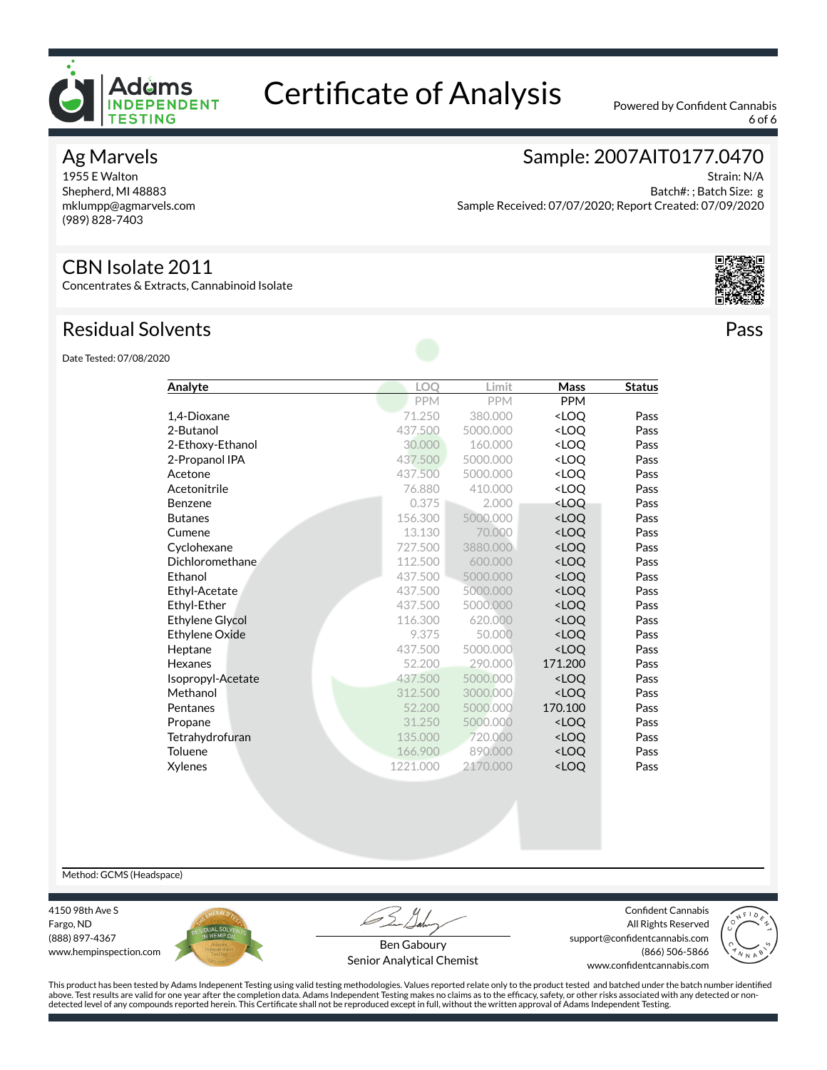# Certificate of Analysis

Powered by Confident Cannabis

## Ag Marvels

1955 E Walton
Shepherd, MI 48883
mklumpp@agmarvels.com
(989) 828-7403

## Sample: 2007AIT0177.0470

Strain: N/A
Batch#: ; Batch Size: g
Sample Received: 07/07/2020; Report Created: 07/09/2020

## CBN Isolate 2011

Concentrates & Extracts, Cannabinoid Isolate

## Residual Solvents

Pass

Date Tested: 07/08/2020

| Analyte | LOQ | Limit | Mass | Status |
|---|---|---|---|---|
| | PPM | PPM | PPM | |
| 1,4-Dioxane | 71.250 | 380.000 | <LOQ | Pass |
| 2-Butanol | 437.500 | 5000.000 | <LOQ | Pass |
| 2-Ethoxy-Ethanol | 30.000 | 160.000 | <LOQ | Pass |
| 2-Propanol IPA | 437.500 | 5000.000 | <LOQ | Pass |
| Acetone | 437.500 | 5000.000 | <LOQ | Pass |
| Acetonitrile | 76.880 | 410.000 | <LOQ | Pass |
| Benzene | 0.375 | 2.000 | <LOQ | Pass |
| Butanes | 156.300 | 5000.000 | <LOQ | Pass |
| Cumene | 13.130 | 70.000 | <LOQ | Pass |
| Cyclohexane | 727.500 | 3880.000 | <LOQ | Pass |
| Dichloromethane | 112.500 | 600.000 | <LOQ | Pass |
| Ethanol | 437.500 | 5000.000 | <LOQ | Pass |
| Ethyl-Acetate | 437.500 | 5000.000 | <LOQ | Pass |
| Ethyl-Ether | 437.500 | 5000.000 | <LOQ | Pass |
| Ethylene Glycol | 116.300 | 620.000 | <LOQ | Pass |
| Ethylene Oxide | 9.375 | 50.000 | <LOQ | Pass |
| Heptane | 437.500 | 5000.000 | <LOQ | Pass |
| Hexanes | 52.200 | 290.000 | 171.200 | Pass |
| Isopropyl-Acetate | 437.500 | 5000.000 | <LOQ | Pass |
| Methanol | 312.500 | 3000.000 | <LOQ | Pass |
| Pentanes | 52.200 | 5000.000 | 170.100 | Pass |
| Propane | 31.250 | 5000.000 | <LOQ | Pass |
| Tetrahydrofuran | 135.000 | 720.000 | <LOQ | Pass |
| Toluene | 166.900 | 890.000 | <LOQ | Pass |
| Xylenes | 1221.000 | 2170.000 | <LOQ | Pass |

Method: GCMS (Headspace)

4150 98th Ave S
Fargo, ND
(888) 897-4367
www.hempinspection.com

Ben Gaboury
Senior Analytical Chemist

Confident Cannabis
All Rights Reserved
support@confidentcannabis.com
(866) 506-5866
www.confidentcannabis.com

This product has been tested by Adams Independent Testing using valid testing methodologies. Values reported relate only to the product tested and batched under the batch number identified above. Test results are valid for one year after the completion data. Adams Independent Testing makes no claims as to the efficacy, safety, or other risks associated with any detected or non-detected level of any compounds reported herein. This Certificate shall not be reproduced except in full, without the written approval of Adams Independent Testing.